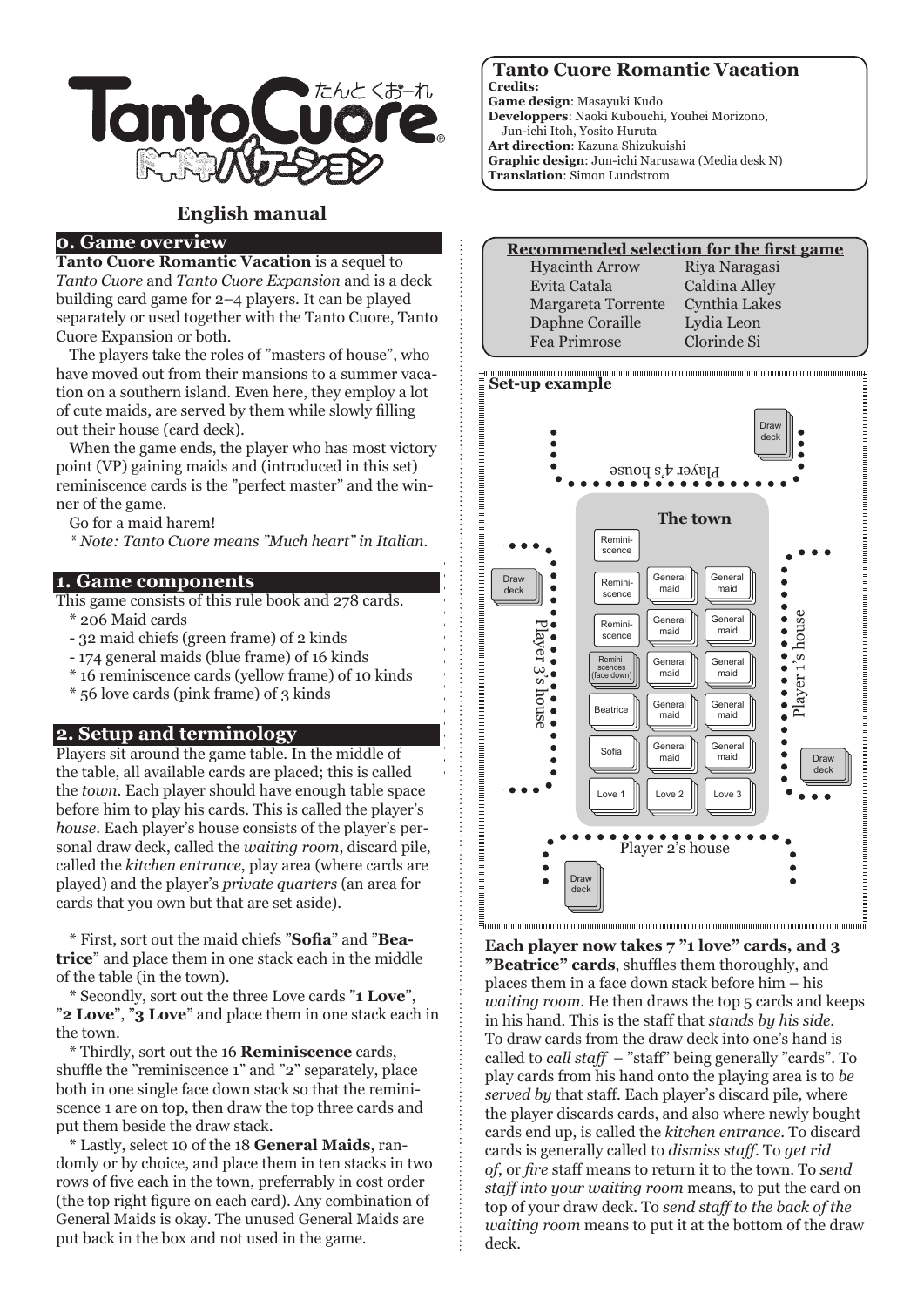# TantoCuore たんとくおーれ

## English manual

## 0. Game overview

**Tanto Cuore Romantic Vacation** is a sequel to *Tanto Cuore* and *Tanto Cuore Expansion* and is a deck building card game for 2–4 players. It can be played separately or used together with the Tanto Cuore, Tanto Cuore Expansion or both.

The players take the roles of "masters of house", who have moved out from their mansions to a summer vacation on a southern island. Even here, they employ a lot of cute maids, are served by them while slowly filling out their house (card deck).

When the game ends, the player who has most victory point (VP) gaining maids and (introduced in this set) reminiscence cards is the "perfect master" and the winner of the game.

Go for a maid harem!

*\* Note: Tanto Cuore means "Much heart" in Italian.*

## 1. Game components

This game consists of this rule book and 278 cards.

\* 206 Maid cards
- 32 maid chiefs (green frame) of 2 kinds
- 174 general maids (blue frame) of 16 kinds

\* 16 reminiscence cards (yellow frame) of 10 kinds
\* 56 love cards (pink frame) of 3 kinds

## 2. Setup and terminology

Players sit around the game table. In the middle of the table, all available cards are placed; this is called the *town*. Each player should have enough table space before him to play his cards. This is called the player's *house*. Each player's house consists of the player's personal draw deck, called the *waiting room*, discard pile, called the *kitchen entrance*, play area (where cards are played) and the player's *private quarters* (an area for cards that you own but that are set aside).

\* First, sort out the maid chiefs "**Sofia**" and "**Beatrice**" and place them in one stack each in the middle of the table (in the town).

\* Secondly, sort out the three Love cards "**1 Love**", "**2 Love**", "**3 Love**" and place them in one stack each in the town.

\* Thirdly, sort out the 16 **Reminiscence** cards, shuffle the "reminiscence 1" and "2" separately, place both in one single face down stack so that the reminiscence 1 are on top, then draw the top three cards and put them beside the draw stack.

\* Lastly, select 10 of the 18 **General Maids**, randomly or by choice, and place them in ten stacks in two rows of five each in the town, preferrably in cost order (the top right figure on each card). Any combination of General Maids is okay. The unused General Maids are put back in the box and not used in the game.

### Tanto Cuore Romantic Vacation

**Credits:**
**Game design**: Masayuki Kudo
**Developpers**: Naoki Kubouchi, Youhei Morizono, Jun-ichi Itoh, Yosito Huruta
**Art direction**: Kazuna Shizukuishi
**Graphic design**: Jun-ichi Narusawa (Media desk N)
**Translation**: Simon Lundstrom

### Recommended selection for the first game

| | |
|---|---|
| Hyacinth Arrow | Riya Naragasi |
| Evita Catala | Caldina Alley |
| Margareta Torrente | Cynthia Lakes |
| Daphne Coraille | Lydia Leon |
| Fea Primrose | Clorinde Si |

### Set-up example

**Each player now takes 7 "1 love" cards, and 3 "Beatrice" cards**, shuffles them thoroughly, and places them in a face down stack before him – his *waiting room*. He then draws the top 5 cards and keeps in his hand. This is the staff that *stands by his side*. To draw cards from the draw deck into one's hand is called to *call staff* – "staff" being generally "cards". To play cards from his hand onto the playing area is to *be served by* that staff. Each player's discard pile, where the player discards cards, and also where newly bought cards end up, is called the *kitchen entrance*. To discard cards is generally called to *dismiss staff*. To *get rid of*, or *fire* staff means to return it to the town. To *send staff into your waiting room* means, to put the card on top of your draw deck. To *send staff to the back of the waiting room* means to put it at the bottom of the draw deck.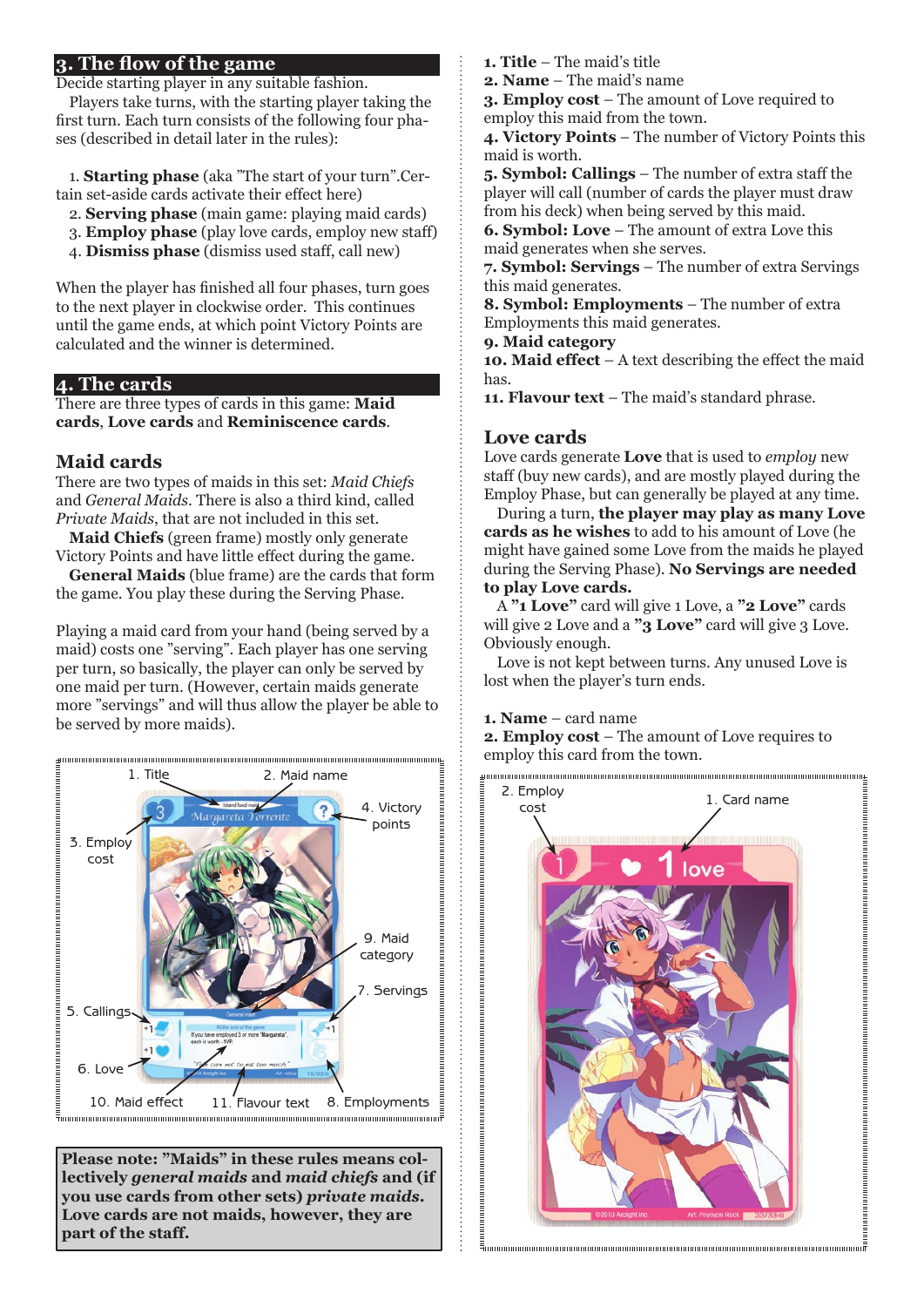## 3. The flow of the game

Decide starting player in any suitable fashion.

Players take turns, with the starting player taking the first turn. Each turn consists of the following four phases (described in detail later in the rules):

1. **Starting phase** (aka "The start of your turn". Certain set-aside cards activate their effect here)
2. **Serving phase** (main game: playing maid cards)
3. **Employ phase** (play love cards, employ new staff)
4. **Dismiss phase** (dismiss used staff, call new)

When the player has finished all four phases, turn goes to the next player in clockwise order. This continues until the game ends, at which point Victory Points are calculated and the winner is determined.

## 4. The cards

There are three types of cards in this game: **Maid cards**, **Love cards** and **Reminiscence cards**.

### Maid cards

There are two types of maids in this set: *Maid Chiefs* and *General Maids*. There is also a third kind, called *Private Maids*, that are not included in this set.

**Maid Chiefs** (green frame) mostly only generate Victory Points and have little effect during the game.

**General Maids** (blue frame) are the cards that form the game. You play these during the Serving Phase.

Playing a maid card from your hand (being served by a maid) costs one "serving". Each player has one serving per turn, so basically, the player can only be served by one maid per turn. (However, certain maids generate more "servings" and will thus allow the player be able to be served by more maids).

1. Title
2. Maid name
3. Employ cost
4. Victory points
5. Callings
6. Love
7. Servings
8. Employments
9. Maid category
10. Maid effect
11. Flavour text

**Please note: "Maids" in these rules means collectively *general maids* and *maid chiefs* and (if you use cards from other sets) *private maids*. Love cards are not maids, however, they are part of the staff.**

1. **Title** – The maid's title
2. **Name** – The maid's name
3. **Employ cost** – The amount of Love required to employ this maid from the town.
4. **Victory Points** – The number of Victory Points this maid is worth.
5. **Symbol: Callings** – The number of extra staff the player will call (number of cards the player must draw from his deck) when being served by this maid.
6. **Symbol: Love** – The amount of extra Love this maid generates when she serves.
7. **Symbol: Servings** – The number of extra Servings this maid generates.
8. **Symbol: Employments** – The number of extra Employments this maid generates.
9. **Maid category**
10. **Maid effect** – A text describing the effect the maid has.
11. **Flavour text** – The maid's standard phrase.

### Love cards

Love cards generate **Love** that is used to *employ* new staff (buy new cards), and are mostly played during the Employ Phase, but can generally be played at any time.

During a turn, **the player may play as many Love cards as he wishes** to add to his amount of Love (he might have gained some Love from the maids he played during the Serving Phase). **No Servings are needed to play Love cards.**

A **"1 Love"** card will give 1 Love, a **"2 Love"** cards will give 2 Love and a **"3 Love"** card will give 3 Love. Obviously enough.

Love is not kept between turns. Any unused Love is lost when the player's turn ends.

1. **Name** – card name
2. **Employ cost** – The amount of Love requires to employ this card from the town.

2. Employ cost
1. Card name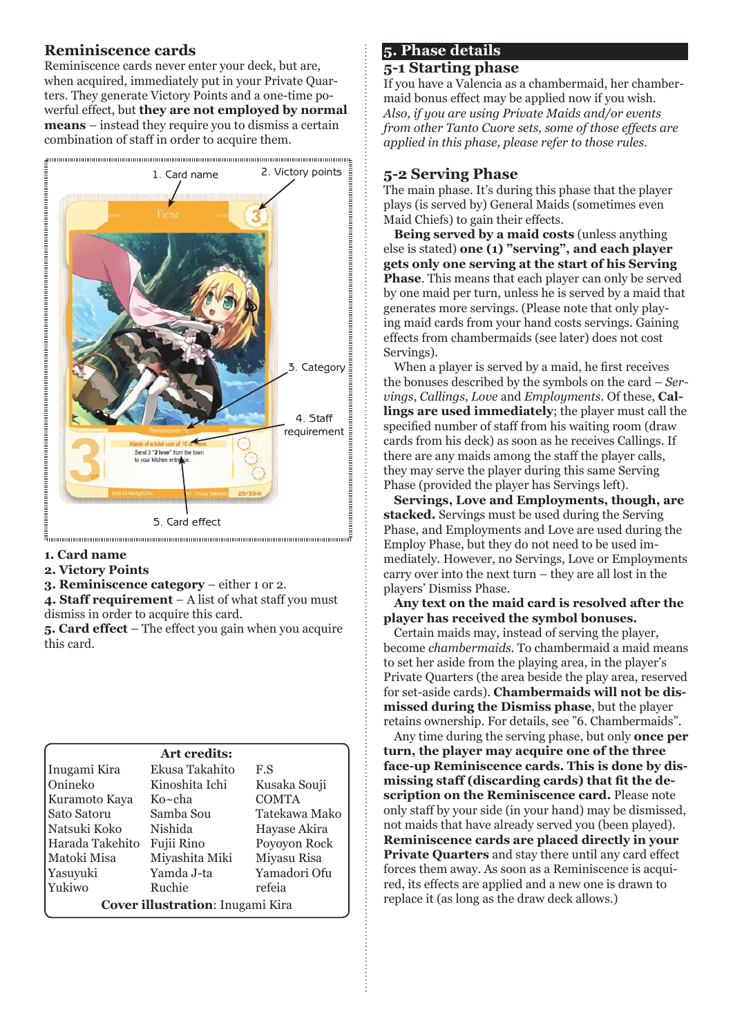## Reminiscence cards

Reminiscence cards never enter your deck, but are, when acquired, immediately put in your Private Quarters. They generate Victory Points and a one-time powerful effect, but **they are not employed by normal means** – instead they require you to dismiss a certain combination of staff in order to acquire them.

1. Card name
2. Victory points
3. Category
4. Staff requirement
5. Card effect

**1. Card name**
**2. Victory Points**
**3. Reminiscence category** – either 1 or 2.
**4. Staff requirement** – A list of what staff you must dismiss in order to acquire this card.
**5. Card effect** – The effect you gain when you acquire this card.

| **Art credits:** | | |
|---|---|---|
| Inugami Kira | Ekusa Takahito | F.S |
| Onineko | Kinoshita Ichi | Kusaka Souji |
| Kuramoto Kaya | Ko~cha | COMTA |
| Sato Satoru | Samba Sou | Tatekawa Mako |
| Natsuki Koko | Nishida | Hayase Akira |
| Harada Takehito | Fujii Rino | Poyoyon Rock |
| Matoki Misa | Miyashita Miki | Miyasu Risa |
| Yasuyuki | Yamda J-ta | Yamadori Ofu |
| Yukiwo | Ruchie | refeia |
| **Cover illustration**: Inugami Kira | | |

# 5. Phase details

## 5-1 Starting phase

If you have a Valencia as a chambermaid, her chambermaid bonus effect may be applied now if you wish. *Also, if you are using Private Maids and/or events from other Tanto Cuore sets, some of those effects are applied in this phase, please refer to those rules.*

## 5-2 Serving Phase

The main phase. It's during this phase that the player plays (is served by) General Maids (sometimes even Maid Chiefs) to gain their effects.

**Being served by a maid costs** (unless anything else is stated) **one (1) "serving", and each player gets only one serving at the start of his Serving Phase**. This means that each player can only be served by one maid per turn, unless he is served by a maid that generates more servings. (Please note that only playing maid cards from your hand costs servings. Gaining effects from chambermaids (see later) does not cost Servings).

When a player is served by a maid, he first receives the bonuses described by the symbols on the card – *Servings*, *Callings*, *Love* and *Employments*. Of these, **Callings are used immediately**; the player must call the specified number of staff from his waiting room (draw cards from his deck) as soon as he receives Callings. If there are any maids among the staff the player calls, they may serve the player during this same Serving Phase (provided the player has Servings left).

**Servings, Love and Employments, though, are stacked.** Servings must be used during the Serving Phase, and Employments and Love are used during the Employ Phase, but they do not need to be used immediately. However, no Servings, Love or Employments carry over into the next turn – they are all lost in the players' Dismiss Phase.

**Any text on the maid card is resolved after the player has received the symbol bonuses.**

Certain maids may, instead of serving the player, become *chambermaids*. To chambermaid a maid means to set her aside from the playing area, in the player's Private Quarters (the area beside the play area, reserved for set-aside cards). **Chambermaids will not be dismissed during the Dismiss phase**, but the player retains ownership. For details, see "6. Chambermaids".

Any time during the serving phase, but only **once per turn, the player may acquire one of the three face-up Reminiscence cards. This is done by dismissing staff (discarding cards) that fit the description on the Reminiscence card.** Please note only staff by your side (in your hand) may be dismissed, not maids that have already served you (been played). **Reminiscence cards are placed directly in your Private Quarters** and stay there until any card effect forces them away. As soon as a Reminiscence is acquired, its effects are applied and a new one is drawn to replace it (as long as the draw deck allows.)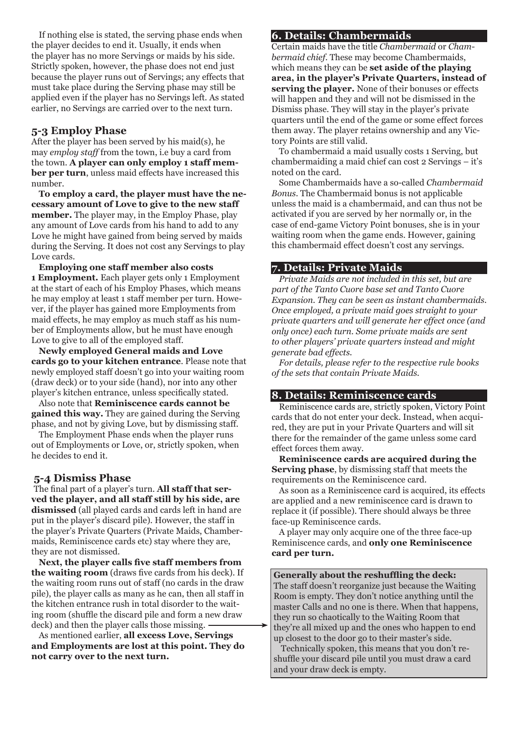If nothing else is stated, the serving phase ends when the player decides to end it. Usually, it ends when the player has no more Servings or maids by his side. Strictly spoken, however, the phase does not end just because the player runs out of Servings; any effects that must take place during the Serving phase may still be applied even if the player has no Servings left. As stated earlier, no Servings are carried over to the next turn.

### 5-3 Employ Phase

After the player has been served by his maid(s), he may *employ staff* from the town, i.e buy a card from the town. **A player can only employ 1 staff member per turn**, unless maid effects have increased this number.

**To employ a card, the player must have the necessary amount of Love to give to the new staff member.** The player may, in the Employ Phase, play any amount of Love cards from his hand to add to any Love he might have gained from being served by maids during the Serving. It does not cost any Servings to play Love cards.

**Employing one staff member also costs 1 Employment.** Each player gets only 1 Employment at the start of each of his Employ Phases, which means he may employ at least 1 staff member per turn. However, if the player has gained more Employments from maid effects, he may employ as much staff as his number of Employments allow, but he must have enough Love to give to all of the employed staff.

**Newly employed General maids and Love cards go to your kitchen entrance**. Please note that newly employed staff doesn't go into your waiting room (draw deck) or to your side (hand), nor into any other player's kitchen entrance, unless specifically stated.

Also note that **Reminiscence cards cannot be gained this way.** They are gained during the Serving phase, and not by giving Love, but by dismissing staff.

The Employment Phase ends when the player runs out of Employments or Love, or, strictly spoken, when he decides to end it.

### 5-4 Dismiss Phase

The final part of a player's turn. **All staff that served the player, and all staff still by his side, are dismissed** (all played cards and cards left in hand are put in the player's discard pile). However, the staff in the player's Private Quarters (Private Maids, Chambermaids, Reminiscence cards etc) stay where they are, they are not dismissed.

**Next, the player calls five staff members from the waiting room** (draws five cards from his deck). If the waiting room runs out of staff (no cards in the draw pile), the player calls as many as he can, then all staff in the kitchen entrance rush in total disorder to the waiting room (shuffle the discard pile and form a new draw deck) and then the player calls those missing.

As mentioned earlier, **all excess Love, Servings and Employments are lost at this point. They do not carry over to the next turn.**

## 6. Details: Chambermaids

Certain maids have the title *Chambermaid* or *Chambermaid chief*. These may become Chambermaids, which means they can be **set aside of the playing area, in the player's Private Quarters, instead of serving the player.** None of their bonuses or effects will happen and they and will not be dismissed in the Dismiss phase. They will stay in the player's private quarters until the end of the game or some effect forces them away. The player retains ownership and any Victory Points are still valid.

To chambermaid a maid usually costs 1 Serving, but chambermaiding a maid chief can cost 2 Servings – it's noted on the card.

Some Chambermaids have a so-called *Chambermaid Bonus*. The Chambermaid bonus is not applicable unless the maid is a chambermaid, and can thus not be activated if you are served by her normally or, in the case of end-game Victory Point bonuses, she is in your waiting room when the game ends. However, gaining this chambermaid effect doesn't cost any servings.

## 7. Details: Private Maids

*Private Maids are not included in this set, but are part of the Tanto Cuore base set and Tanto Cuore Expansion. They can be seen as instant chambermaids. Once employed, a private maid goes straight to your private quarters and will generate her effect once (and only once) each turn. Some private maids are sent to other players' private quarters instead and might generate bad effects.*

*For details, please refer to the respective rule books of the sets that contain Private Maids.*

## 8. Details: Reminiscence cards

Reminiscence cards are, strictly spoken, Victory Point cards that do not enter your deck. Instead, when acquired, they are put in your Private Quarters and will sit there for the remainder of the game unless some card effect forces them away.

**Reminiscence cards are acquired during the Serving phase**, by dismissing staff that meets the requirements on the Reminiscence card.

As soon as a Reminiscence card is acquired, its effects are applied and a new reminiscence card is drawn to replace it (if possible). There should always be three face-up Reminiscence cards.

A player may only acquire one of the three face-up Reminiscence cards, and **only one Reminiscence card per turn.**

**Generally about the reshuffling the deck:**
The staff doesn't reorganize just because the Waiting Room is empty. They don't notice anything until the master Calls and no one is there. When that happens, they run so chaotically to the Waiting Room that they're all mixed up and the ones who happen to end up closest to the door go to their master's side.

Technically spoken, this means that you don't reshuffle your discard pile until you must draw a card and your draw deck is empty.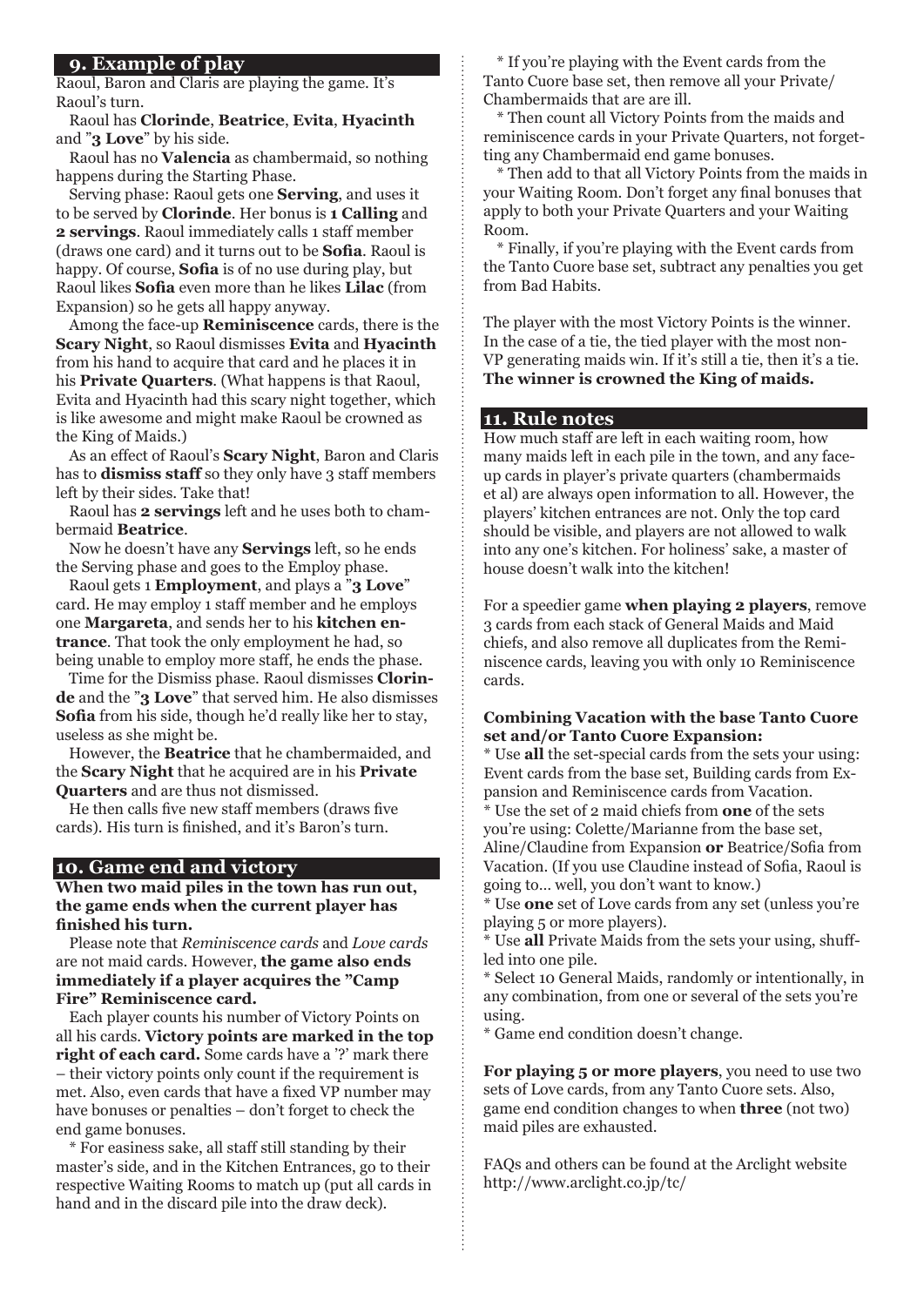## 9. Example of play

Raoul, Baron and Claris are playing the game. It's Raoul's turn.

Raoul has **Clorinde**, **Beatrice**, **Evita**, **Hyacinth** and "**3 Love**" by his side.

Raoul has no **Valencia** as chambermaid, so nothing happens during the Starting Phase.

Serving phase: Raoul gets one **Serving**, and uses it to be served by **Clorinde**. Her bonus is **1 Calling** and **2 servings**. Raoul immediately calls 1 staff member (draws one card) and it turns out to be **Sofia**. Raoul is happy. Of course, **Sofia** is of no use during play, but Raoul likes **Sofia** even more than he likes **Lilac** (from Expansion) so he gets all happy anyway.

Among the face-up **Reminiscence** cards, there is the **Scary Night**, so Raoul dismisses **Evita** and **Hyacinth** from his hand to acquire that card and he places it in his **Private Quarters**. (What happens is that Raoul, Evita and Hyacinth had this scary night together, which is like awesome and might make Raoul be crowned as the King of Maids.)

As an effect of Raoul's **Scary Night**, Baron and Claris has to **dismiss staff** so they only have 3 staff members left by their sides. Take that!

Raoul has **2 servings** left and he uses both to chambermaid **Beatrice**.

Now he doesn't have any **Servings** left, so he ends the Serving phase and goes to the Employ phase.

Raoul gets 1 **Employment**, and plays a "**3 Love**" card. He may employ 1 staff member and he employs one **Margareta**, and sends her to his **kitchen entrance**. That took the only employment he had, so being unable to employ more staff, he ends the phase.

Time for the Dismiss phase. Raoul dismisses **Clorinde** and the "**3 Love**" that served him. He also dismisses **Sofia** from his side, though he'd really like her to stay, useless as she might be.

However, the **Beatrice** that he chambermaided, and the **Scary Night** that he acquired are in his **Private Quarters** and are thus not dismissed.

He then calls five new staff members (draws five cards). His turn is finished, and it's Baron's turn.

## 10. Game end and victory

**When two maid piles in the town has run out, the game ends when the current player has finished his turn.**

Please note that *Reminiscence cards* and *Love cards* are not maid cards. However, **the game also ends immediately if a player acquires the "Camp Fire" Reminiscence card.**

Each player counts his number of Victory Points on all his cards. **Victory points are marked in the top right of each card.** Some cards have a '?' mark there – their victory points only count if the requirement is met. Also, even cards that have a fixed VP number may have bonuses or penalties – don't forget to check the end game bonuses.

* For easiness sake, all staff still standing by their master's side, and in the Kitchen Entrances, go to their respective Waiting Rooms to match up (put all cards in hand and in the discard pile into the draw deck).

* If you're playing with the Event cards from the Tanto Cuore base set, then remove all your Private/Chambermaids that are are ill.

* Then count all Victory Points from the maids and reminiscence cards in your Private Quarters, not forgetting any Chambermaid end game bonuses.

* Then add to that all Victory Points from the maids in your Waiting Room. Don't forget any final bonuses that apply to both your Private Quarters and your Waiting Room.

* Finally, if you're playing with the Event cards from the Tanto Cuore base set, subtract any penalties you get from Bad Habits.

The player with the most Victory Points is the winner. In the case of a tie, the tied player with the most non-VP generating maids win. If it's still a tie, then it's a tie. **The winner is crowned the King of maids.**

## 11. Rule notes

How much staff are left in each waiting room, how many maids left in each pile in the town, and any face-up cards in player's private quarters (chambermaids et al) are always open information to all. However, the players' kitchen entrances are not. Only the top card should be visible, and players are not allowed to walk into any one's kitchen. For holiness' sake, a master of house doesn't walk into the kitchen!

For a speedier game **when playing 2 players**, remove 3 cards from each stack of General Maids and Maid chiefs, and also remove all duplicates from the Reminiscence cards, leaving you with only 10 Reminiscence cards.

**Combining Vacation with the base Tanto Cuore set and/or Tanto Cuore Expansion:**

* Use **all** the set-special cards from the sets your using: Event cards from the base set, Building cards from Expansion and Reminiscence cards from Vacation.

* Use the set of 2 maid chiefs from **one** of the sets you're using: Colette/Marianne from the base set, Aline/Claudine from Expansion **or** Beatrice/Sofia from Vacation. (If you use Claudine instead of Sofia, Raoul is going to... well, you don't want to know.)

* Use **one** set of Love cards from any set (unless you're playing 5 or more players).

* Use **all** Private Maids from the sets your using, shuffled into one pile.

* Select 10 General Maids, randomly or intentionally, in any combination, from one or several of the sets you're using.

* Game end condition doesn't change.

**For playing 5 or more players**, you need to use two sets of Love cards, from any Tanto Cuore sets. Also, game end condition changes to when **three** (not two) maid piles are exhausted.

FAQs and others can be found at the Arclight website http://www.arclight.co.jp/tc/